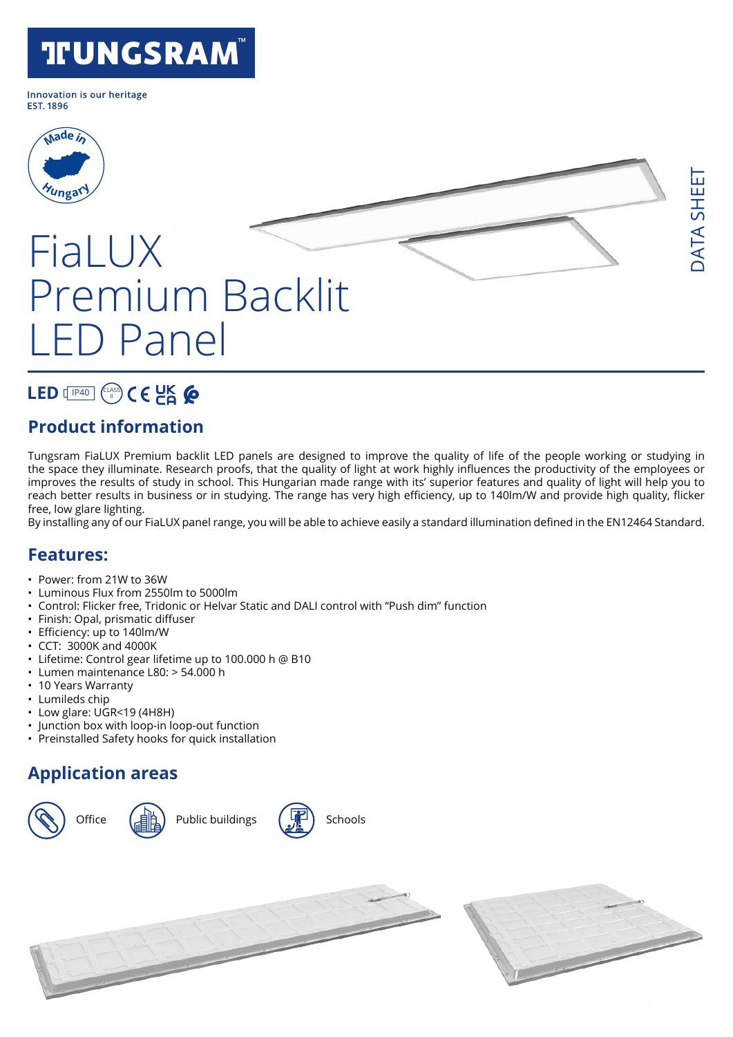# TUNGSRAM™

Innovation is our heritage
EST. 1896

Made in Hungary

DATA SHEET

# FiaLUX Premium Backlit LED Panel

LED IP40 CLASS II CE UKCA

## Product information

Tungsram FiaLUX Premium backlit LED panels are designed to improve the quality of life of the people working or studying in the space they illuminate. Research proofs, that the quality of light at work highly influences the productivity of the employees or improves the results of study in school. This Hungarian made range with its' superior features and quality of light will help you to reach better results in business or in studying. The range has very high efficiency, up to 140lm/W and provide high quality, flicker free, low glare lighting.
By installing any of our FiaLUX panel range, you will be able to achieve easily a standard illumination defined in the EN12464 Standard.

## Features:

- Power: from 21W to 36W
- Luminous Flux from 2550lm to 5000lm
- Control: Flicker free, Tridonic or Helvar Static and DALI control with "Push dim" function
- Finish: Opal, prismatic diffuser
- Efficiency: up to 140lm/W
- CCT: 3000K and 4000K
- Lifetime: Control gear lifetime up to 100.000 h @ B10
- Lumen maintenance L80: > 54.000 h
- 10 Years Warranty
- Lumileds chip
- Low glare: UGR<19 (4H8H)
- Junction box with loop-in loop-out function
- Preinstalled Safety hooks for quick installation

## Application areas

Office

Public buildings

Schools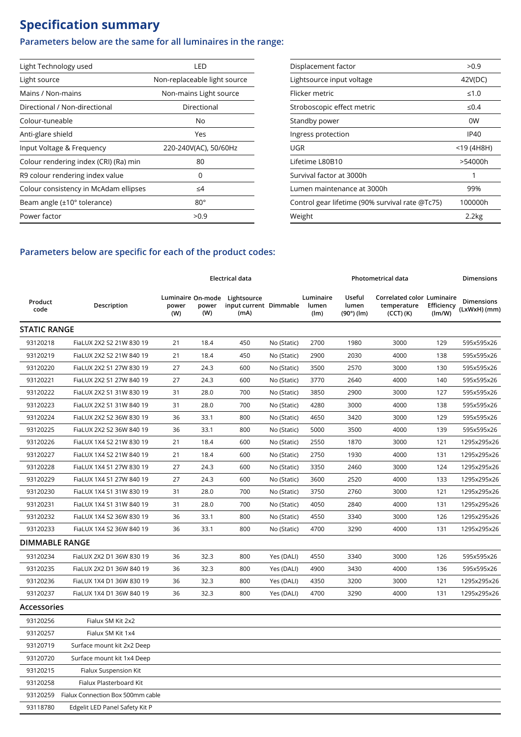# Specification summary

## Parameters below are the same for all luminaires in the range:

| | |
|---|---|
| Light Technology used | LED |
| Light source | Non-replaceable light source |
| Mains / Non-mains | Non-mains Light source |
| Directional / Non-directional | Directional |
| Colour-tuneable | No |
| Anti-glare shield | Yes |
| Input Voltage & Frequency | 220-240V(AC), 50/60Hz |
| Colour rendering index (CRI) (Ra) min | 80 |
| R9 colour rendering index value | 0 |
| Colour consistency in McAdam ellipses | ≤4 |
| Beam angle (±10° tolerance) | 80° |
| Power factor | >0.9 |

| | |
|---|---|
| Displacement factor | >0.9 |
| Lightsource input voltage | 42V(DC) |
| Flicker metric | ≤1.0 |
| Stroboscopic effect metric | ≤0.4 |
| Standby power | 0W |
| Ingress protection | IP40 |
| UGR | <19 (4H8H) |
| Lifetime L80B10 | >54000h |
| Survival factor at 3000h | 1 |
| Lumen maintenance at 3000h | 99% |
| Control gear lifetime (90% survival rate @Tc75) | 100000h |
| Weight | 2.2kg |

## Parameters below are specific for each of the product codes:

| | | Electrical data | | | | Photometrical data | | | | Dimensions |
|---|---|---|---|---|---|---|---|---|---|---|
| Product code | Description | Luminaire power (W) | On-mode power (W) | Lightsource input current (mA) | Dimmable | Luminaire lumen (lm) | Useful lumen (90°) (lm) | Correlated color temperature (CCT) (K) | Luminaire Efficiency (lm/W) | Dimensions (LxWxH) (mm) |
| **STATIC RANGE** | | | | | | | | | | |
| 93120218 | FiaLUX 2X2 S2 21W 830 19 | 21 | 18.4 | 450 | No (Static) | 2700 | 1980 | 3000 | 129 | 595x595x26 |
| 93120219 | FiaLUX 2X2 S2 21W 840 19 | 21 | 18.4 | 450 | No (Static) | 2900 | 2030 | 4000 | 138 | 595x595x26 |
| 93120220 | FiaLUX 2X2 S1 27W 830 19 | 27 | 24.3 | 600 | No (Static) | 3500 | 2570 | 3000 | 130 | 595x595x26 |
| 93120221 | FiaLUX 2X2 S1 27W 840 19 | 27 | 24.3 | 600 | No (Static) | 3770 | 2640 | 4000 | 140 | 595x595x26 |
| 93120222 | FiaLUX 2X2 S1 31W 830 19 | 31 | 28.0 | 700 | No (Static) | 3850 | 2900 | 3000 | 127 | 595x595x26 |
| 93120223 | FiaLUX 2X2 S1 31W 840 19 | 31 | 28.0 | 700 | No (Static) | 4280 | 3000 | 4000 | 138 | 595x595x26 |
| 93120224 | FiaLUX 2X2 S2 36W 830 19 | 36 | 33.1 | 800 | No (Static) | 4650 | 3420 | 3000 | 129 | 595x595x26 |
| 93120225 | FiaLUX 2X2 S2 36W 840 19 | 36 | 33.1 | 800 | No (Static) | 5000 | 3500 | 4000 | 139 | 595x595x26 |
| 93120226 | FiaLUX 1X4 S2 21W 830 19 | 21 | 18.4 | 600 | No (Static) | 2550 | 1870 | 3000 | 121 | 1295x295x26 |
| 93120227 | FiaLUX 1X4 S2 21W 840 19 | 21 | 18.4 | 600 | No (Static) | 2750 | 1930 | 4000 | 131 | 1295x295x26 |
| 93120228 | FiaLUX 1X4 S1 27W 830 19 | 27 | 24.3 | 600 | No (Static) | 3350 | 2460 | 3000 | 124 | 1295x295x26 |
| 93120229 | FiaLUX 1X4 S1 27W 840 19 | 27 | 24.3 | 600 | No (Static) | 3600 | 2520 | 4000 | 133 | 1295x295x26 |
| 93120230 | FiaLUX 1X4 S1 31W 830 19 | 31 | 28.0 | 700 | No (Static) | 3750 | 2760 | 3000 | 121 | 1295x295x26 |
| 93120231 | FiaLUX 1X4 S1 31W 840 19 | 31 | 28.0 | 700 | No (Static) | 4050 | 2840 | 4000 | 131 | 1295x295x26 |
| 93120232 | FiaLUX 1X4 S2 36W 830 19 | 36 | 33.1 | 800 | No (Static) | 4550 | 3340 | 3000 | 126 | 1295x295x26 |
| 93120233 | FiaLUX 1X4 S2 36W 840 19 | 36 | 33.1 | 800 | No (Static) | 4700 | 3290 | 4000 | 131 | 1295x295x26 |
| **DIMMABLE RANGE** | | | | | | | | | | |
| 93120234 | FiaLUX 2X2 D1 36W 830 19 | 36 | 32.3 | 800 | Yes (DALI) | 4550 | 3340 | 3000 | 126 | 595x595x26 |
| 93120235 | FiaLUX 2X2 D1 36W 840 19 | 36 | 32.3 | 800 | Yes (DALI) | 4900 | 3430 | 4000 | 136 | 595x595x26 |
| 93120236 | FiaLUX 1X4 D1 36W 830 19 | 36 | 32.3 | 800 | Yes (DALI) | 4350 | 3200 | 3000 | 121 | 1295x295x26 |
| 93120237 | FiaLUX 1X4 D1 36W 840 19 | 36 | 32.3 | 800 | Yes (DALI) | 4700 | 3290 | 4000 | 131 | 1295x295x26 |

### Accessories

| | |
|---|---|
| 93120256 | Fialux SM Kit 2x2 |
| 93120257 | Fialux SM Kit 1x4 |
| 93120719 | Surface mount kit 2x2 Deep |
| 93120720 | Surface mount kit 1x4 Deep |
| 93120215 | Fialux Suspension Kit |
| 93120258 | Fialux Plasterboard Kit |
| 93120259 | Fialux Connection Box 500mm cable |
| 93118780 | Edgelit LED Panel Safety Kit P |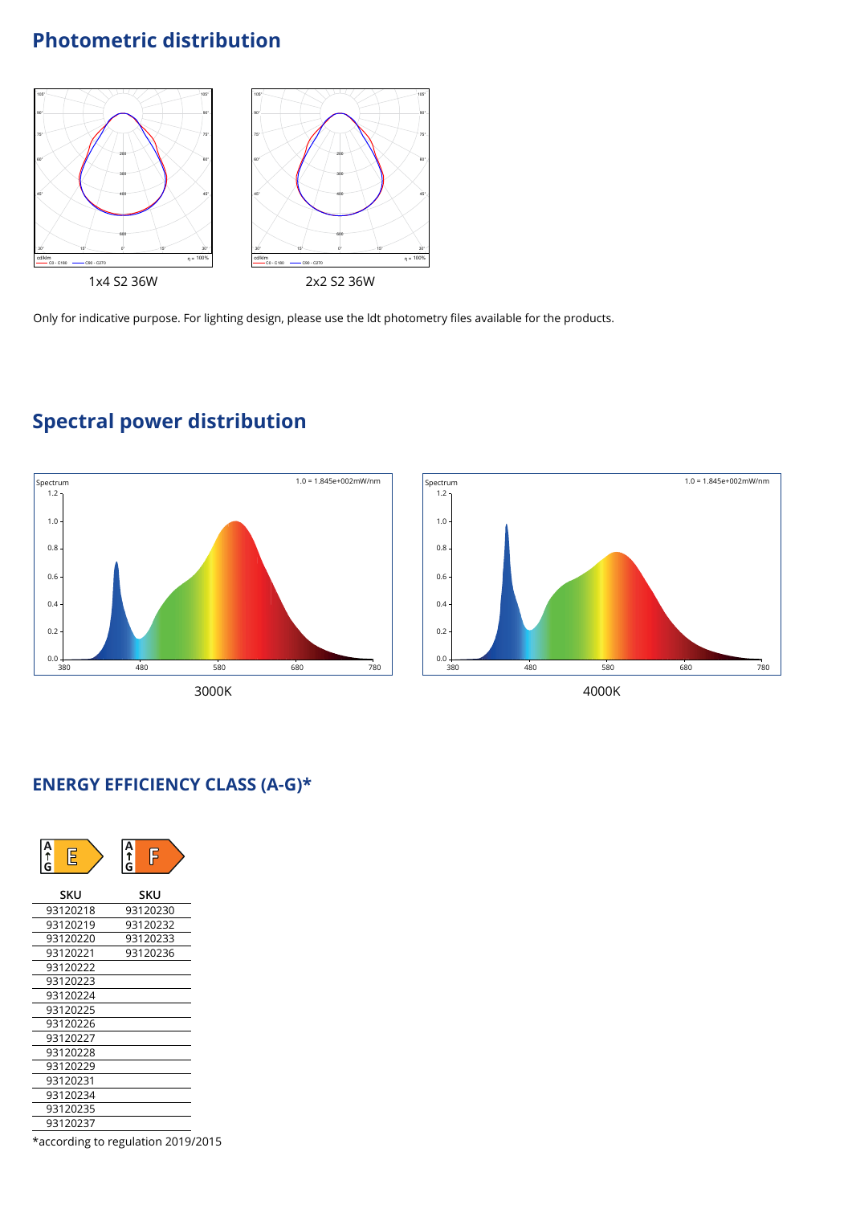## Photometric distribution

1x4 S2 36W

2x2 S2 36W

Only for indicative purpose. For lighting design, please use the ldt photometry files available for the products.

## Spectral power distribution

3000K

4000K

## ENERGY EFFICIENCY CLASS (A-G)*

| SKU (E) | SKU (F) |
|---|---|
| 93120218 | 93120230 |
| 93120219 | 93120232 |
| 93120220 | 93120233 |
| 93120221 | 93120236 |
| 93120222 | |
| 93120223 | |
| 93120224 | |
| 93120225 | |
| 93120226 | |
| 93120227 | |
| 93120228 | |
| 93120229 | |
| 93120231 | |
| 93120234 | |
| 93120235 | |
| 93120237 | |

*according to regulation 2019/2015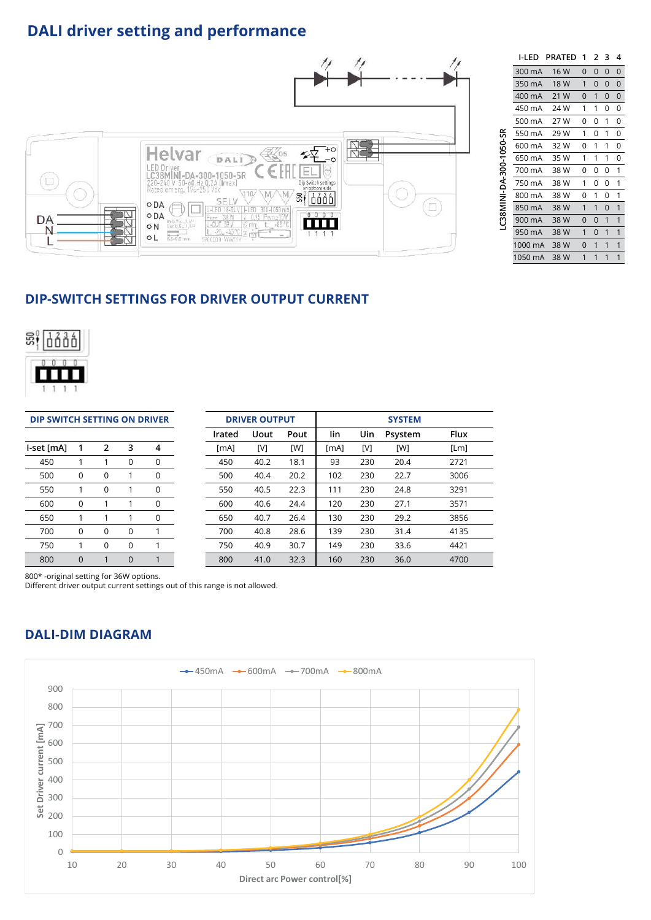## DALI driver setting and performance

| I-LED | PRATED | 1 | 2 | 3 | 4 |
|---|---|---|---|---|---|
| 300 mA | 16 W | 0 | 0 | 0 | 0 |
| 350 mA | 18 W | 1 | 0 | 0 | 0 |
| 400 mA | 21 W | 0 | 1 | 0 | 0 |
| 450 mA | 24 W | 1 | 1 | 0 | 0 |
| 500 mA | 27 W | 0 | 0 | 1 | 0 |
| 550 mA | 29 W | 1 | 0 | 1 | 0 |
| 600 mA | 32 W | 0 | 1 | 1 | 0 |
| 650 mA | 35 W | 1 | 1 | 1 | 0 |
| 700 mA | 38 W | 0 | 0 | 0 | 1 |
| 750 mA | 38 W | 1 | 0 | 0 | 1 |
| 800 mA | 38 W | 0 | 1 | 0 | 1 |
| 850 mA | 38 W | 1 | 1 | 0 | 1 |
| 900 mA | 38 W | 0 | 0 | 1 | 1 |
| 950 mA | 38 W | 1 | 0 | 1 | 1 |
| 1000 mA | 38 W | 0 | 1 | 1 | 1 |
| 1050 mA | 38 W | 1 | 1 | 1 | 1 |

LC38MINI-DA-300-1050-SR

## DIP-SWITCH SETTINGS FOR DRIVER OUTPUT CURRENT

| DIP SWITCH SETTING ON DRIVER | | | | | DRIVER OUTPUT | | | SYSTEM | | | |
|---|---|---|---|---|---|---|---|---|---|---|---|
| | | | | | Irated | Uout | Pout | Iin | Uin | Psystem | Flux |
| I-set [mA] | 1 | 2 | 3 | 4 | [mA] | [V] | [W] | [mA] | [V] | [W] | [Lm] |
| 450 | 1 | 1 | 0 | 0 | 450 | 40.2 | 18.1 | 93 | 230 | 20.4 | 2721 |
| 500 | 0 | 0 | 1 | 0 | 500 | 40.4 | 20.2 | 102 | 230 | 22.7 | 3006 |
| 550 | 1 | 0 | 1 | 0 | 550 | 40.5 | 22.3 | 111 | 230 | 24.8 | 3291 |
| 600 | 0 | 1 | 1 | 0 | 600 | 40.6 | 24.4 | 120 | 230 | 27.1 | 3571 |
| 650 | 1 | 1 | 1 | 0 | 650 | 40.7 | 26.4 | 130 | 230 | 29.2 | 3856 |
| 700 | 0 | 0 | 0 | 1 | 700 | 40.8 | 28.6 | 139 | 230 | 31.4 | 4135 |
| 750 | 1 | 0 | 0 | 1 | 750 | 40.9 | 30.7 | 149 | 230 | 33.6 | 4421 |
| 800 | 0 | 1 | 0 | 1 | 800 | 41.0 | 32.3 | 160 | 230 | 36.0 | 4700 |

800* -original setting for 36W options.
Different driver output current settings out of this range is not allowed.

## DALI-DIM DIAGRAM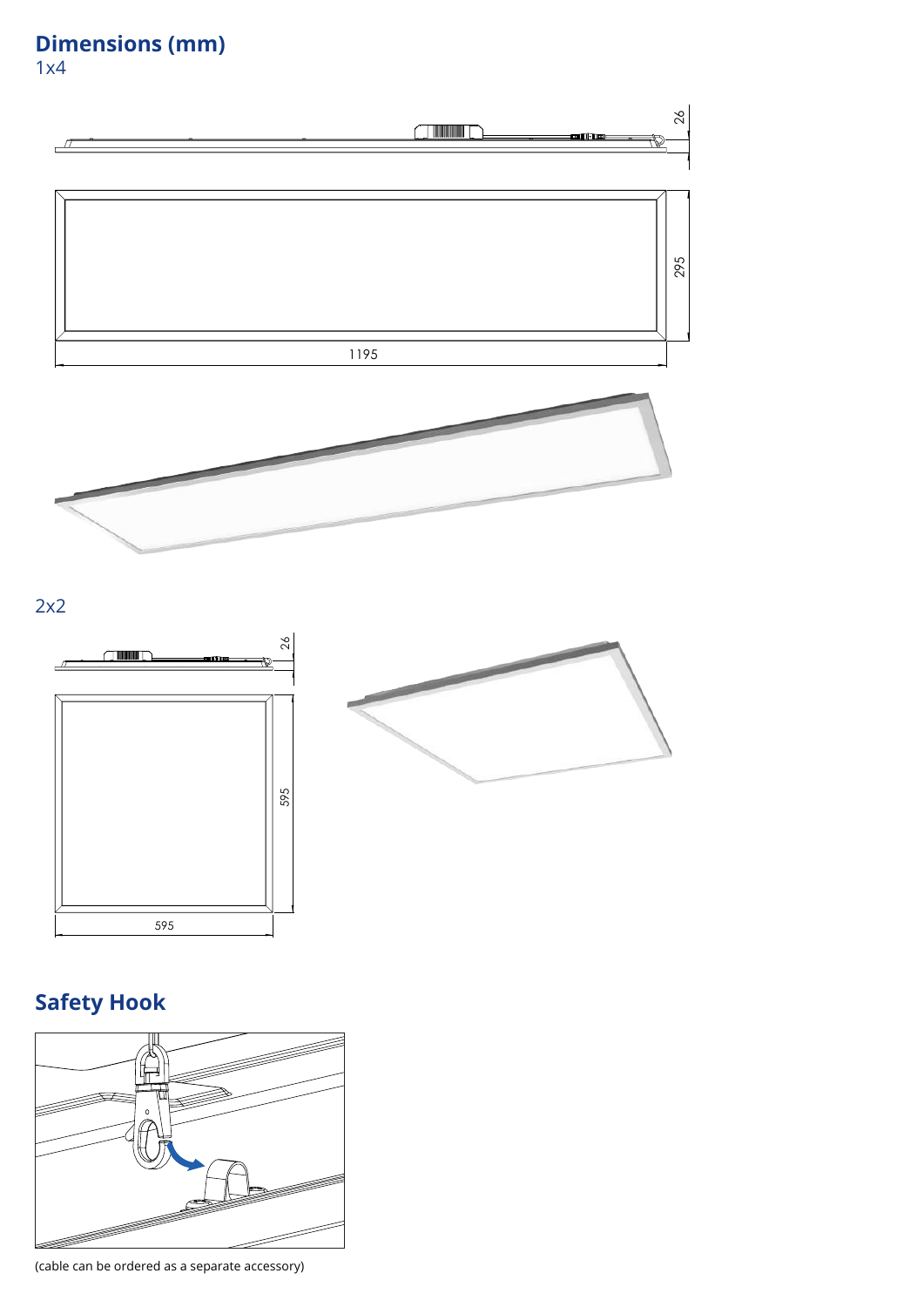## Dimensions (mm)

1x4

26

295

1195

2x2

26

595

595

## Safety Hook

(cable can be ordered as a separate accessory)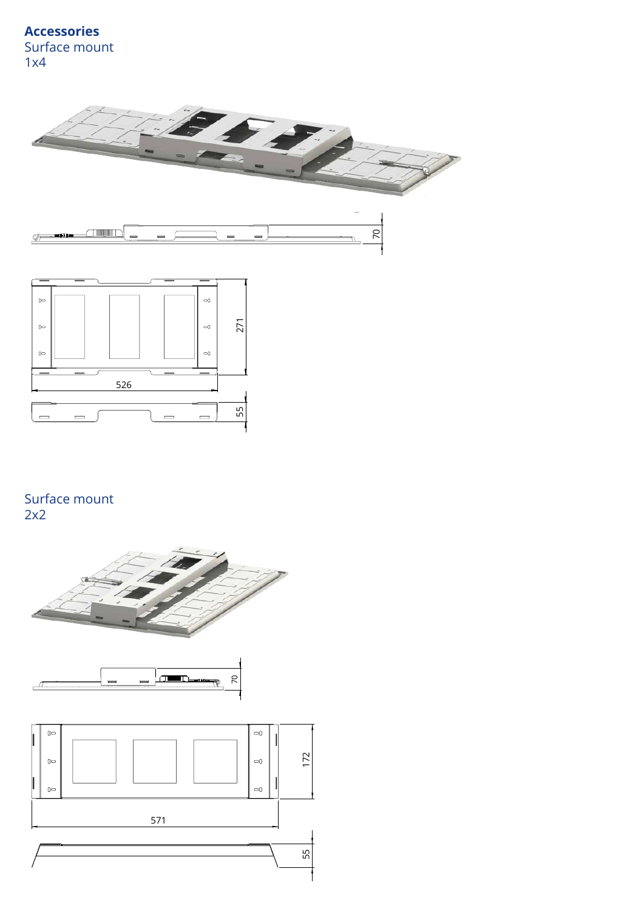## Accessories

### Surface mount
1x4

70

271

526

55

### Surface mount
2x2

70

172

571

55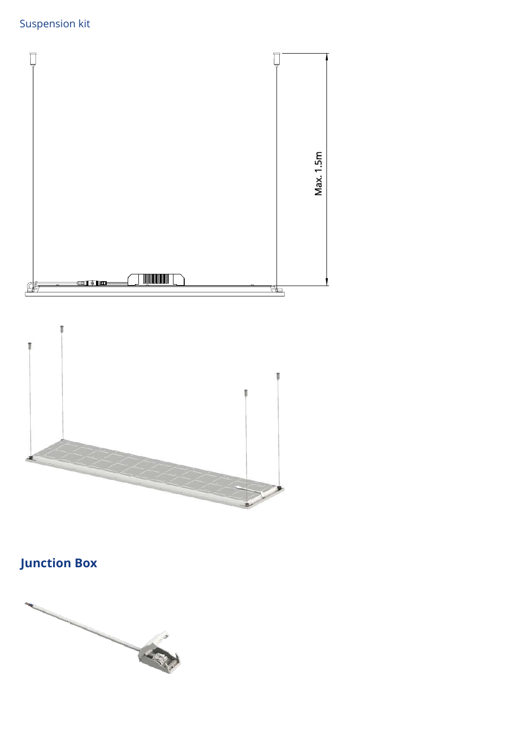Suspension kit

Max. 1.5m

## Junction Box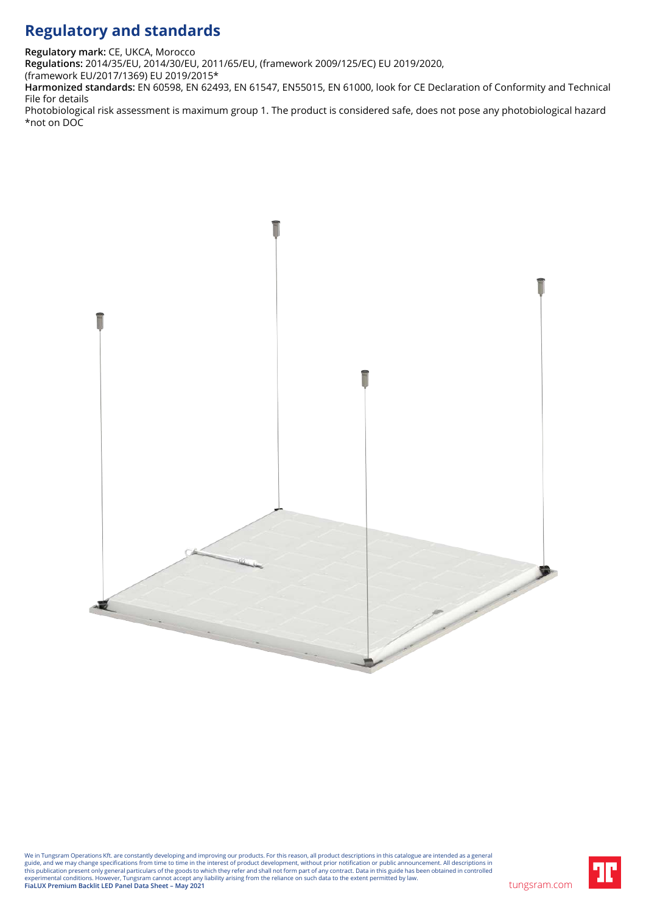## Regulatory and standards

**Regulatory mark:** CE, UKCA, Morocco
**Regulations:** 2014/35/EU, 2014/30/EU, 2011/65/EU, (framework 2009/125/EC) EU 2019/2020, (framework EU/2017/1369) EU 2019/2015*
**Harmonized standards:** EN 60598, EN 62493, EN 61547, EN55015, EN 61000, look for CE Declaration of Conformity and Technical File for details
Photobiological risk assessment is maximum group 1. The product is considered safe, does not pose any photobiological hazard
*not on DOC

We in Tungsram Operations Kft. are constantly developing and improving our products. For this reason, all product descriptions in this catalogue are intended as a general guide, and we may change specifications from time to time in the interest of product development, without prior notification or public announcement. All descriptions in this publication present only general particulars of the goods to which they refer and shall not form part of any contract. Data in this guide has been obtained in controlled experimental conditions. However, Tungsram cannot accept any liability arising from the reliance on such data to the extent permitted by law.
**FiaLUX Premium Backlit LED Panel Data Sheet – May 2021**

tungsram.com